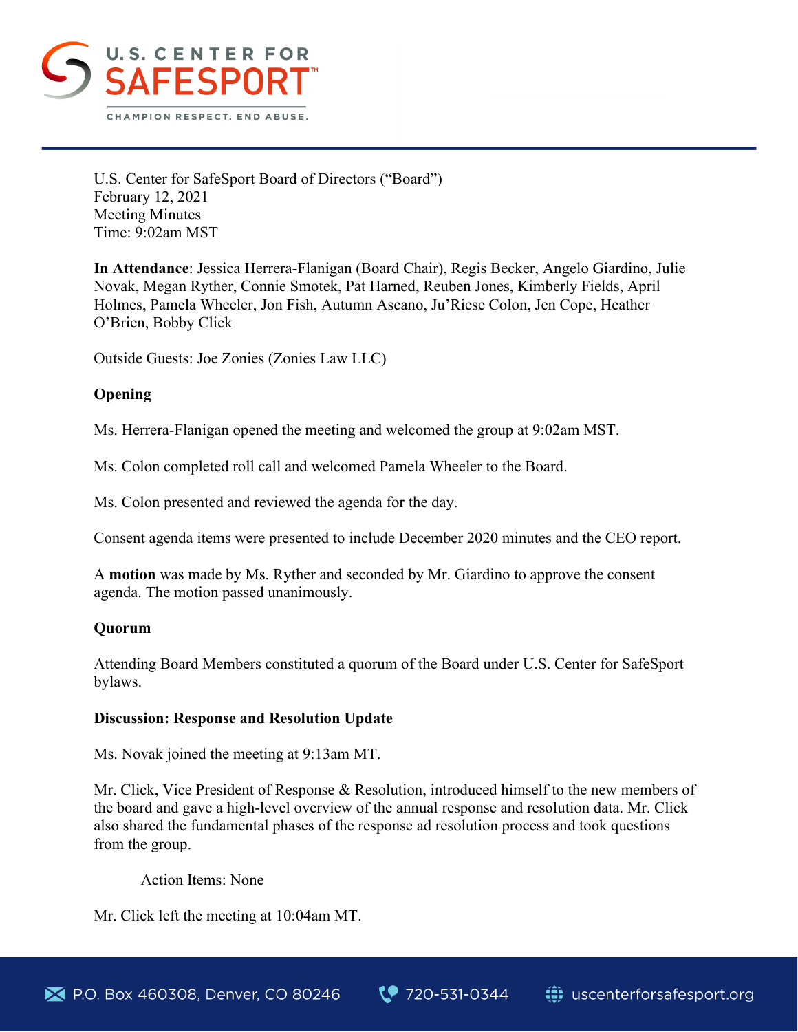U.S. Center for SafeSport Board of Directors ("Board")
February 12, 2021
Meeting Minutes
Time: 9:02am MST

**In Attendance**: Jessica Herrera-Flanigan (Board Chair), Regis Becker, Angelo Giardino, Julie Novak, Megan Ryther, Connie Smotek, Pat Harned, Reuben Jones, Kimberly Fields, April Holmes, Pamela Wheeler, Jon Fish, Autumn Ascano, Ju'Riese Colon, Jen Cope, Heather O'Brien, Bobby Click

Outside Guests: Joe Zonies (Zonies Law LLC)

**Opening**

Ms. Herrera-Flanigan opened the meeting and welcomed the group at 9:02am MST.

Ms. Colon completed roll call and welcomed Pamela Wheeler to the Board.

Ms. Colon presented and reviewed the agenda for the day.

Consent agenda items were presented to include December 2020 minutes and the CEO report.

A **motion** was made by Ms. Ryther and seconded by Mr. Giardino to approve the consent agenda. The motion passed unanimously.

**Quorum**

Attending Board Members constituted a quorum of the Board under U.S. Center for SafeSport bylaws.

**Discussion: Response and Resolution Update**

Ms. Novak joined the meeting at 9:13am MT.

Mr. Click, Vice President of Response & Resolution, introduced himself to the new members of the board and gave a high-level overview of the annual response and resolution data. Mr. Click also shared the fundamental phases of the response ad resolution process and took questions from the group.

Action Items: None

Mr. Click left the meeting at 10:04am MT.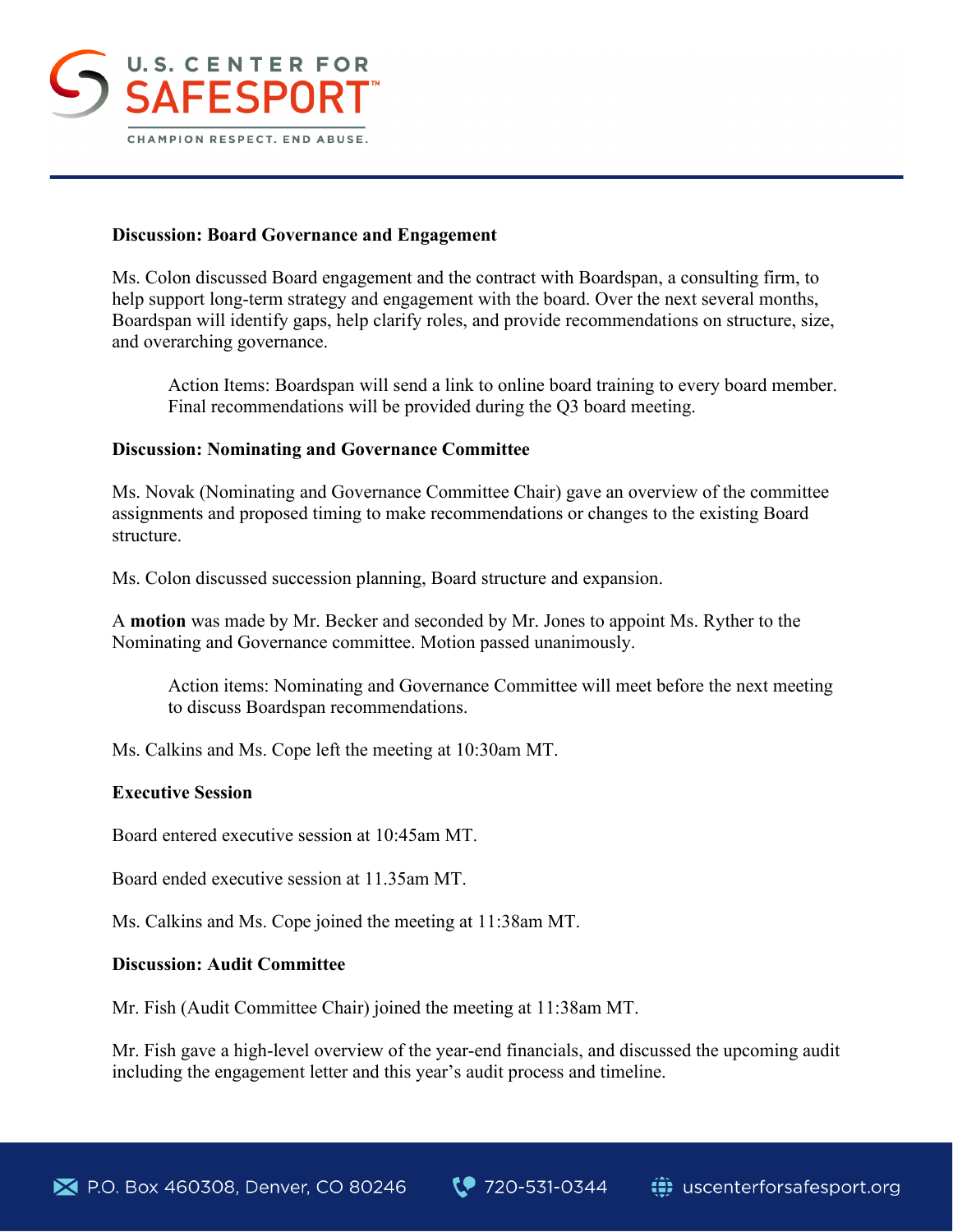**Discussion: Board Governance and Engagement**

Ms. Colon discussed Board engagement and the contract with Boardspan, a consulting firm, to help support long-term strategy and engagement with the board. Over the next several months, Boardspan will identify gaps, help clarify roles, and provide recommendations on structure, size, and overarching governance.

> Action Items: Boardspan will send a link to online board training to every board member. Final recommendations will be provided during the Q3 board meeting.

**Discussion: Nominating and Governance Committee**

Ms. Novak (Nominating and Governance Committee Chair) gave an overview of the committee assignments and proposed timing to make recommendations or changes to the existing Board structure.

Ms. Colon discussed succession planning, Board structure and expansion.

A **motion** was made by Mr. Becker and seconded by Mr. Jones to appoint Ms. Ryther to the Nominating and Governance committee. Motion passed unanimously.

> Action items: Nominating and Governance Committee will meet before the next meeting to discuss Boardspan recommendations.

Ms. Calkins and Ms. Cope left the meeting at 10:30am MT.

**Executive Session**

Board entered executive session at 10:45am MT.

Board ended executive session at 11.35am MT.

Ms. Calkins and Ms. Cope joined the meeting at 11:38am MT.

**Discussion: Audit Committee**

Mr. Fish (Audit Committee Chair) joined the meeting at 11:38am MT.

Mr. Fish gave a high-level overview of the year-end financials, and discussed the upcoming audit including the engagement letter and this year's audit process and timeline.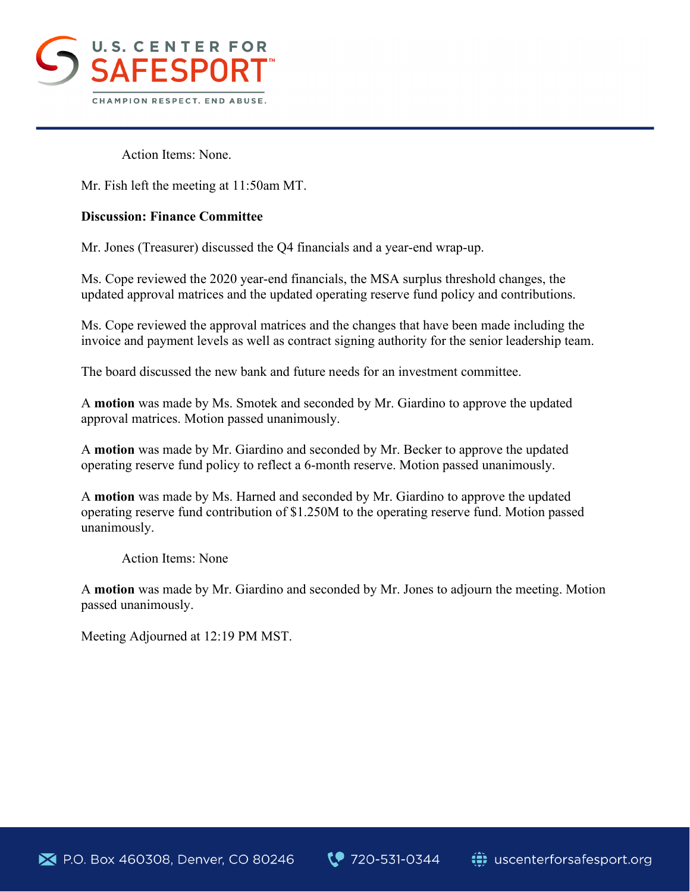Action Items: None.

Mr. Fish left the meeting at 11:50am MT.

**Discussion: Finance Committee**

Mr. Jones (Treasurer) discussed the Q4 financials and a year-end wrap-up.

Ms. Cope reviewed the 2020 year-end financials, the MSA surplus threshold changes, the updated approval matrices and the updated operating reserve fund policy and contributions.

Ms. Cope reviewed the approval matrices and the changes that have been made including the invoice and payment levels as well as contract signing authority for the senior leadership team.

The board discussed the new bank and future needs for an investment committee.

A **motion** was made by Ms. Smotek and seconded by Mr. Giardino to approve the updated approval matrices. Motion passed unanimously.

A **motion** was made by Mr. Giardino and seconded by Mr. Becker to approve the updated operating reserve fund policy to reflect a 6-month reserve. Motion passed unanimously.

A **motion** was made by Ms. Harned and seconded by Mr. Giardino to approve the updated operating reserve fund contribution of $1.250M to the operating reserve fund. Motion passed unanimously.

Action Items: None

A **motion** was made by Mr. Giardino and seconded by Mr. Jones to adjourn the meeting. Motion passed unanimously.

Meeting Adjourned at 12:19 PM MST.